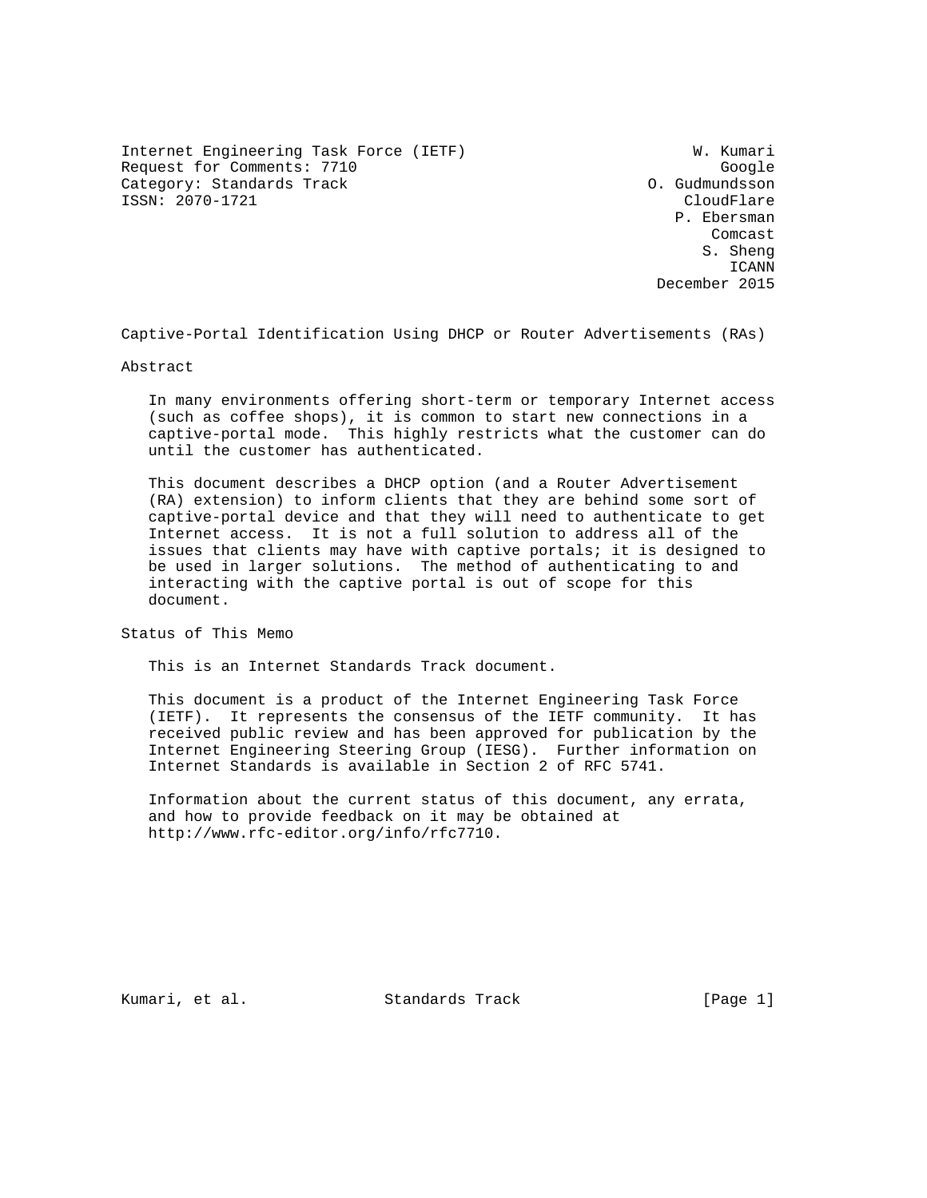Internet Engineering Task Force (IETF) W. Kumari
Request for Comments: 7710 Google
Category: Standards Track O. Gudmundsson
ISSN: 2070-1721 CloudFlare
P. Ebersman
Comcast
S. Sheng
ICANN
December 2015

# Captive-Portal Identification Using DHCP or Router Advertisements (RAs)

## Abstract

In many environments offering short-term or temporary Internet access (such as coffee shops), it is common to start new connections in a captive-portal mode. This highly restricts what the customer can do until the customer has authenticated.

This document describes a DHCP option (and a Router Advertisement (RA) extension) to inform clients that they are behind some sort of captive-portal device and that they will need to authenticate to get Internet access. It is not a full solution to address all of the issues that clients may have with captive portals; it is designed to be used in larger solutions. The method of authenticating to and interacting with the captive portal is out of scope for this document.

## Status of This Memo

This is an Internet Standards Track document.

This document is a product of the Internet Engineering Task Force (IETF). It represents the consensus of the IETF community. It has received public review and has been approved for publication by the Internet Engineering Steering Group (IESG). Further information on Internet Standards is available in Section 2 of RFC 5741.

Information about the current status of this document, any errata, and how to provide feedback on it may be obtained at http://www.rfc-editor.org/info/rfc7710.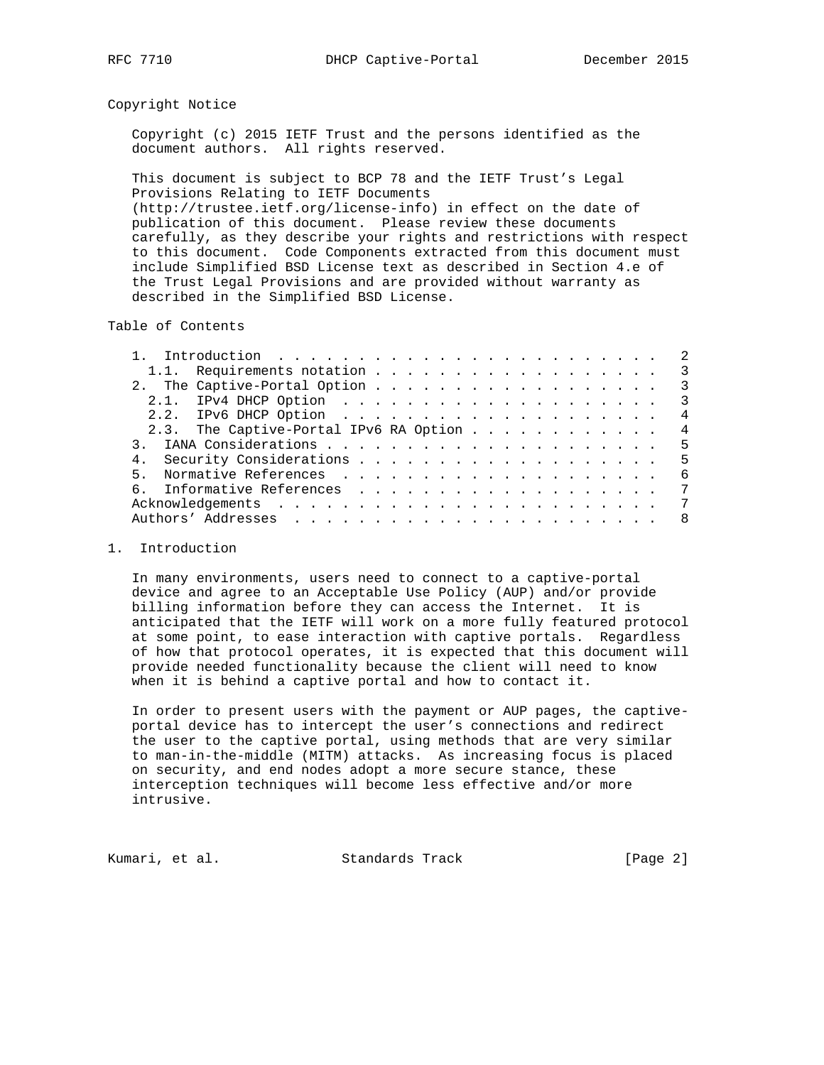## Copyright Notice

Copyright (c) 2015 IETF Trust and the persons identified as the document authors. All rights reserved.

This document is subject to BCP 78 and the IETF Trust's Legal Provisions Relating to IETF Documents (http://trustee.ietf.org/license-info) in effect on the date of publication of this document. Please review these documents carefully, as they describe your rights and restrictions with respect to this document. Code Components extracted from this document must include Simplified BSD License text as described in Section 4.e of the Trust Legal Provisions and are provided without warranty as described in the Simplified BSD License.

## Table of Contents

```
   1.  Introduction . . . . . . . . . . . . . . . . . . . . . . . .   2
     1.1.  Requirements notation . . . . . . . . . . . . . . . . . .   3
   2.  The Captive-Portal Option . . . . . . . . . . . . . . . . . .   3
     2.1.  IPv4 DHCP Option  . . . . . . . . . . . . . . . . . . . .   3
     2.2.  IPv6 DHCP Option  . . . . . . . . . . . . . . . . . . . .   4
     2.3.  The Captive-Portal IPv6 RA Option . . . . . . . . . . . .   4
   3.  IANA Considerations . . . . . . . . . . . . . . . . . . . . .   5
   4.  Security Considerations . . . . . . . . . . . . . . . . . . .   5
   5.  Normative References  . . . . . . . . . . . . . . . . . . . .   6
   6.  Informative References  . . . . . . . . . . . . . . . . . . .   7
   Acknowledgements  . . . . . . . . . . . . . . . . . . . . . . . .   7
   Authors' Addresses  . . . . . . . . . . . . . . . . . . . . . . .   8
```

## 1. Introduction

In many environments, users need to connect to a captive-portal device and agree to an Acceptable Use Policy (AUP) and/or provide billing information before they can access the Internet. It is anticipated that the IETF will work on a more fully featured protocol at some point, to ease interaction with captive portals. Regardless of how that protocol operates, it is expected that this document will provide needed functionality because the client will need to know when it is behind a captive portal and how to contact it.

In order to present users with the payment or AUP pages, the captive-portal device has to intercept the user's connections and redirect the user to the captive portal, using methods that are very similar to man-in-the-middle (MITM) attacks. As increasing focus is placed on security, and end nodes adopt a more secure stance, these interception techniques will become less effective and/or more intrusive.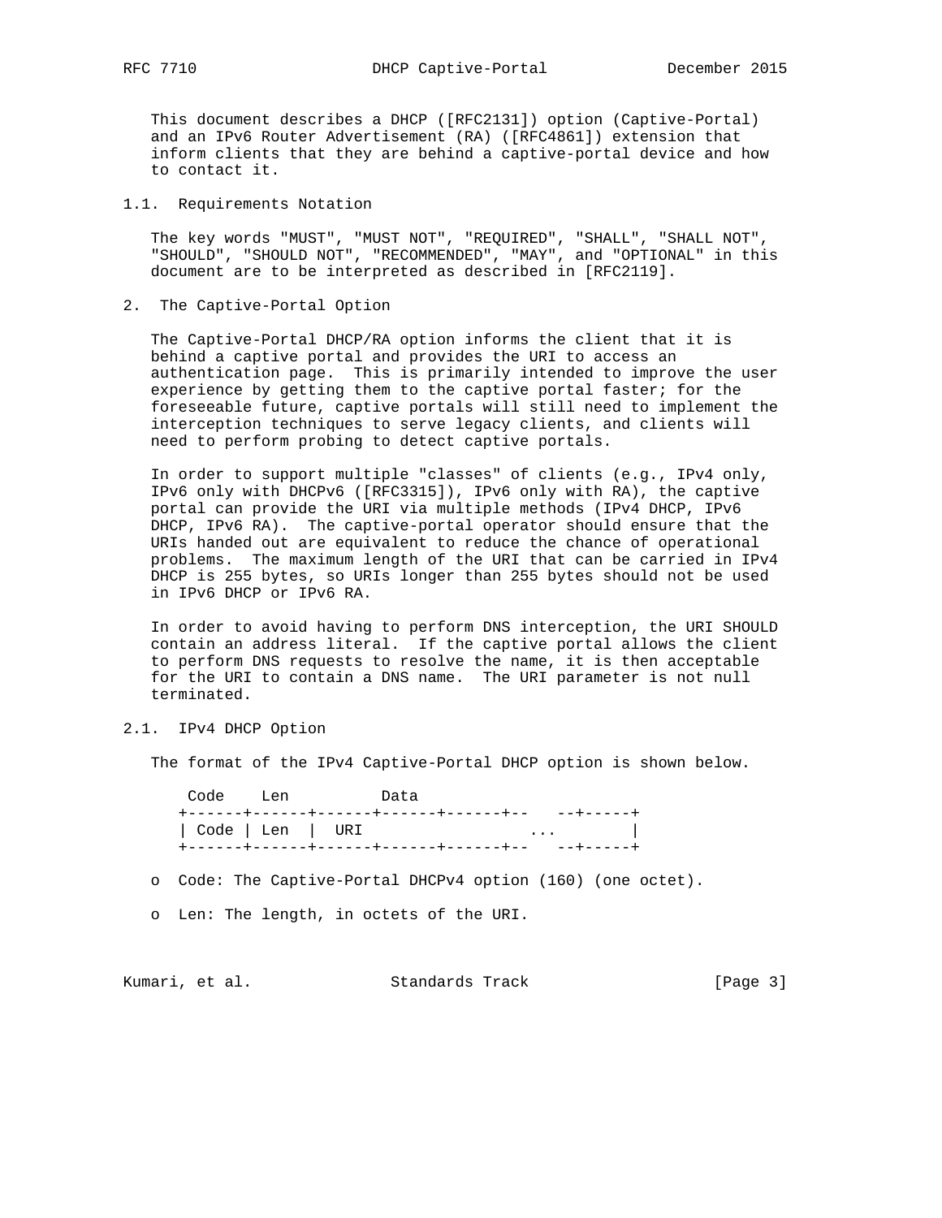This document describes a DHCP ([RFC2131]) option (Captive-Portal) and an IPv6 Router Advertisement (RA) ([RFC4861]) extension that inform clients that they are behind a captive-portal device and how to contact it.

### 1.1. Requirements Notation

The key words "MUST", "MUST NOT", "REQUIRED", "SHALL", "SHALL NOT", "SHOULD", "SHOULD NOT", "RECOMMENDED", "MAY", and "OPTIONAL" in this document are to be interpreted as described in [RFC2119].

## 2. The Captive-Portal Option

The Captive-Portal DHCP/RA option informs the client that it is behind a captive portal and provides the URI to access an authentication page. This is primarily intended to improve the user experience by getting them to the captive portal faster; for the foreseeable future, captive portals will still need to implement the interception techniques to serve legacy clients, and clients will need to perform probing to detect captive portals.

In order to support multiple "classes" of clients (e.g., IPv4 only, IPv6 only with DHCPv6 ([RFC3315]), IPv6 only with RA), the captive portal can provide the URI via multiple methods (IPv4 DHCP, IPv6 DHCP, IPv6 RA). The captive-portal operator should ensure that the URIs handed out are equivalent to reduce the chance of operational problems. The maximum length of the URI that can be carried in IPv4 DHCP is 255 bytes, so URIs longer than 255 bytes should not be used in IPv6 DHCP or IPv6 RA.

In order to avoid having to perform DNS interception, the URI SHOULD contain an address literal. If the captive portal allows the client to perform DNS requests to resolve the name, it is then acceptable for the URI to contain a DNS name. The URI parameter is not null terminated.

### 2.1. IPv4 DHCP Option

The format of the IPv4 Captive-Portal DHCP option is shown below.

```
  Code    Len          Data
 +------+------+------+------+------+--   --+-----+
 | Code | Len  |  URI                  ...        |
 +------+------+------+------+------+--   --+-----+
```

- Code: The Captive-Portal DHCPv4 option (160) (one octet).
- Len: The length, in octets of the URI.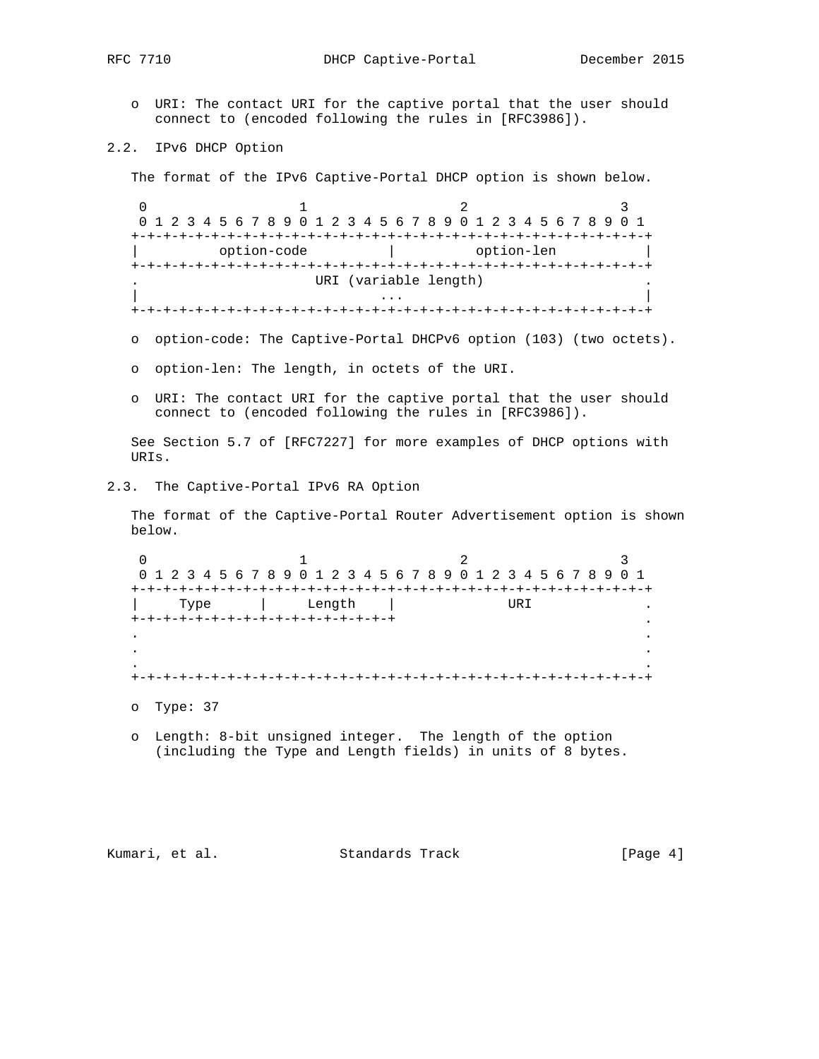- URI: The contact URI for the captive portal that the user should connect to (encoded following the rules in [RFC3986]).

## 2.2. IPv6 DHCP Option

The format of the IPv6 Captive-Portal DHCP option is shown below.

```
 0                   1                   2                   3
 0 1 2 3 4 5 6 7 8 9 0 1 2 3 4 5 6 7 8 9 0 1 2 3 4 5 6 7 8 9 0 1
+-+-+-+-+-+-+-+-+-+-+-+-+-+-+-+-+-+-+-+-+-+-+-+-+-+-+-+-+-+-+-+-+
|          option-code          |          option-len           |
+-+-+-+-+-+-+-+-+-+-+-+-+-+-+-+-+-+-+-+-+-+-+-+-+-+-+-+-+-+-+-+-+
.                      URI (variable length)                    .
|                              ...                              |
+-+-+-+-+-+-+-+-+-+-+-+-+-+-+-+-+-+-+-+-+-+-+-+-+-+-+-+-+-+-+-+-+
```

- option-code: The Captive-Portal DHCPv6 option (103) (two octets).
- option-len: The length, in octets of the URI.
- URI: The contact URI for the captive portal that the user should connect to (encoded following the rules in [RFC3986]).

See Section 5.7 of [RFC7227] for more examples of DHCP options with URIs.

## 2.3. The Captive-Portal IPv6 RA Option

The format of the Captive-Portal Router Advertisement option is shown below.

```
 0                   1                   2                   3
 0 1 2 3 4 5 6 7 8 9 0 1 2 3 4 5 6 7 8 9 0 1 2 3 4 5 6 7 8 9 0 1
+-+-+-+-+-+-+-+-+-+-+-+-+-+-+-+-+-+-+-+-+-+-+-+-+-+-+-+-+-+-+-+-+
|     Type      |     Length    |              URI              .
+-+-+-+-+-+-+-+-+-+-+-+-+-+-+-+-+                               .
.                                                               .
.                                                               .
.                                                               .
+-+-+-+-+-+-+-+-+-+-+-+-+-+-+-+-+-+-+-+-+-+-+-+-+-+-+-+-+-+-+-+-+
```

- Type: 37
- Length: 8-bit unsigned integer. The length of the option (including the Type and Length fields) in units of 8 bytes.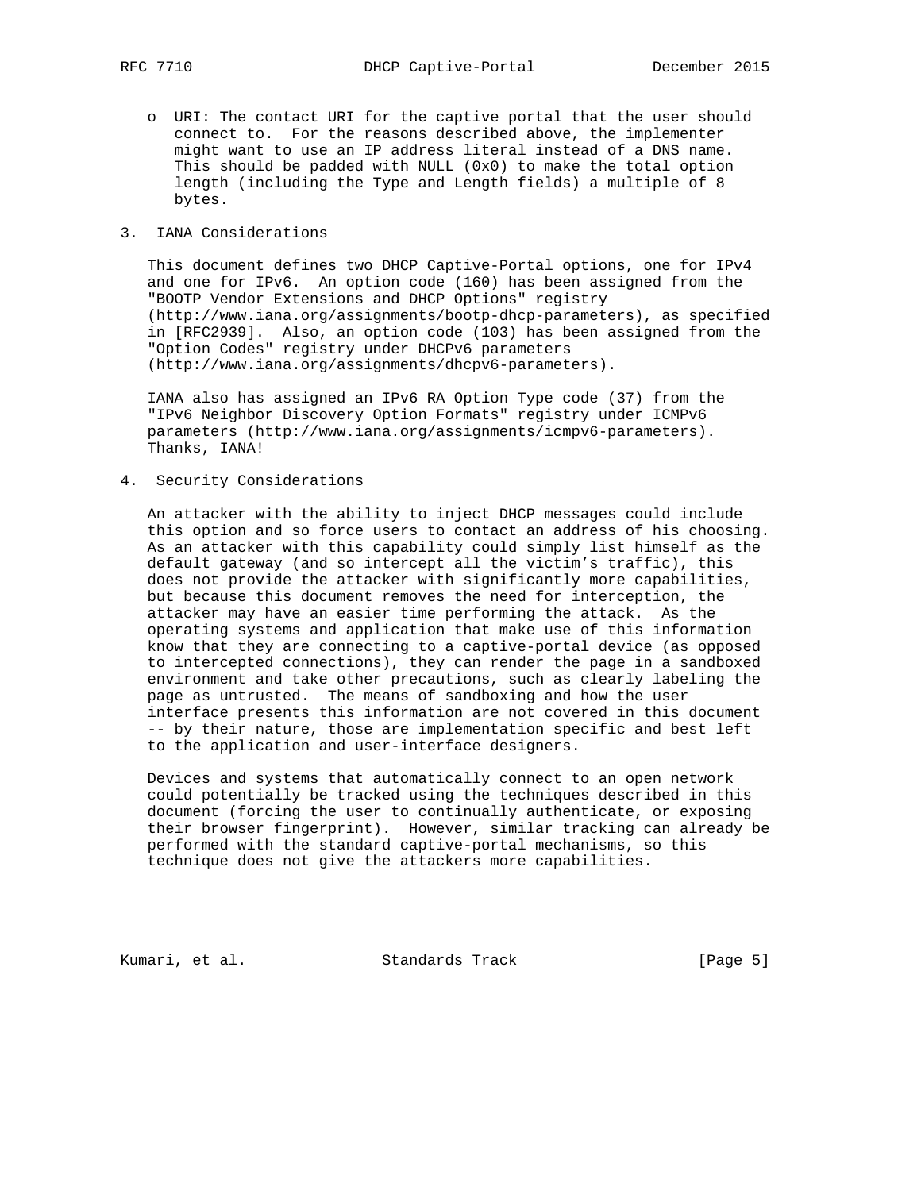- URI: The contact URI for the captive portal that the user should connect to. For the reasons described above, the implementer might want to use an IP address literal instead of a DNS name. This should be padded with NULL (0x0) to make the total option length (including the Type and Length fields) a multiple of 8 bytes.

## 3. IANA Considerations

This document defines two DHCP Captive-Portal options, one for IPv4 and one for IPv6. An option code (160) has been assigned from the "BOOTP Vendor Extensions and DHCP Options" registry (http://www.iana.org/assignments/bootp-dhcp-parameters), as specified in [RFC2939]. Also, an option code (103) has been assigned from the "Option Codes" registry under DHCPv6 parameters (http://www.iana.org/assignments/dhcpv6-parameters).

IANA also has assigned an IPv6 RA Option Type code (37) from the "IPv6 Neighbor Discovery Option Formats" registry under ICMPv6 parameters (http://www.iana.org/assignments/icmpv6-parameters). Thanks, IANA!

## 4. Security Considerations

An attacker with the ability to inject DHCP messages could include this option and so force users to contact an address of his choosing. As an attacker with this capability could simply list himself as the default gateway (and so intercept all the victim's traffic), this does not provide the attacker with significantly more capabilities, but because this document removes the need for interception, the attacker may have an easier time performing the attack. As the operating systems and application that make use of this information know that they are connecting to a captive-portal device (as opposed to intercepted connections), they can render the page in a sandboxed environment and take other precautions, such as clearly labeling the page as untrusted. The means of sandboxing and how the user interface presents this information are not covered in this document -- by their nature, those are implementation specific and best left to the application and user-interface designers.

Devices and systems that automatically connect to an open network could potentially be tracked using the techniques described in this document (forcing the user to continually authenticate, or exposing their browser fingerprint). However, similar tracking can already be performed with the standard captive-portal mechanisms, so this technique does not give the attackers more capabilities.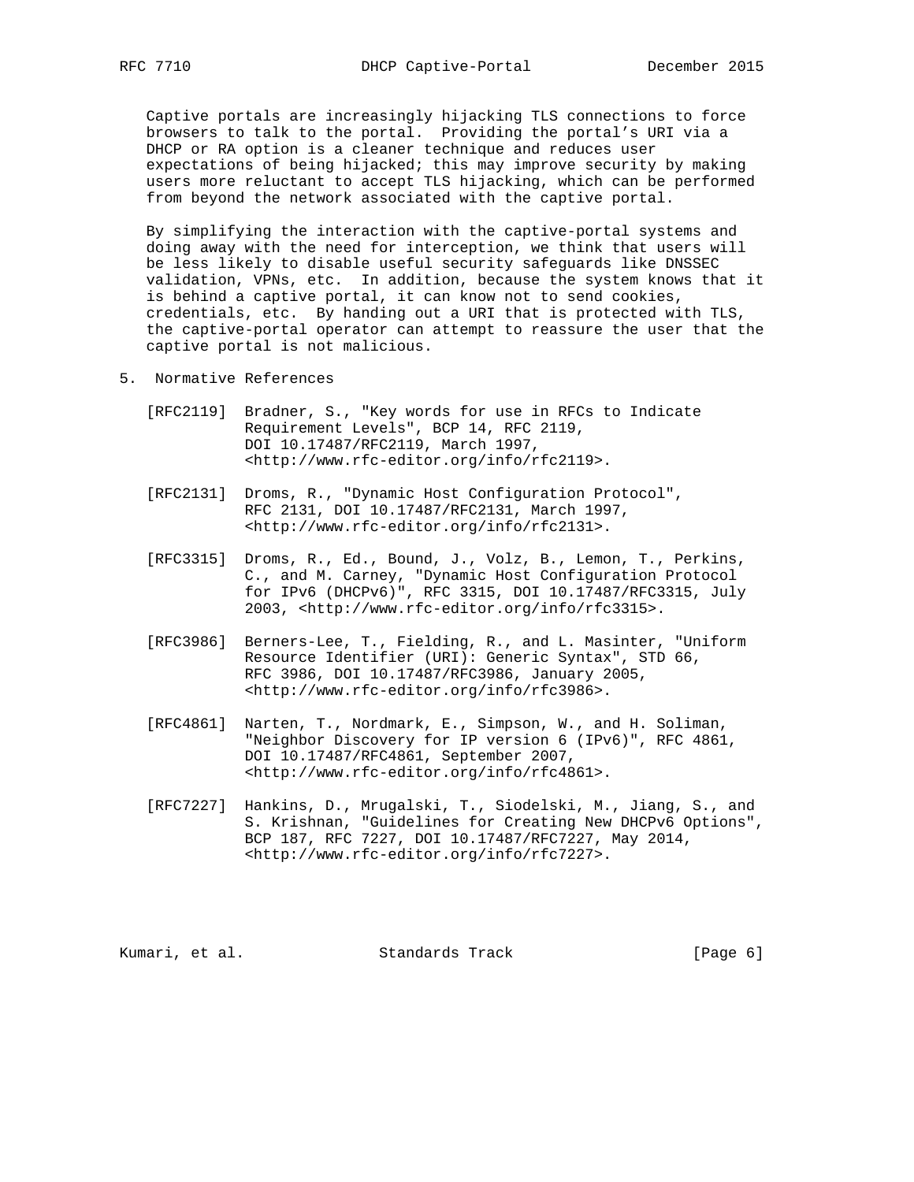Captive portals are increasingly hijacking TLS connections to force browsers to talk to the portal. Providing the portal's URI via a DHCP or RA option is a cleaner technique and reduces user expectations of being hijacked; this may improve security by making users more reluctant to accept TLS hijacking, which can be performed from beyond the network associated with the captive portal.

By simplifying the interaction with the captive-portal systems and doing away with the need for interception, we think that users will be less likely to disable useful security safeguards like DNSSEC validation, VPNs, etc. In addition, because the system knows that it is behind a captive portal, it can know not to send cookies, credentials, etc. By handing out a URI that is protected with TLS, the captive-portal operator can attempt to reassure the user that the captive portal is not malicious.

## 5. Normative References

[RFC2119] Bradner, S., "Key words for use in RFCs to Indicate Requirement Levels", BCP 14, RFC 2119, DOI 10.17487/RFC2119, March 1997, <http://www.rfc-editor.org/info/rfc2119>.

[RFC2131] Droms, R., "Dynamic Host Configuration Protocol", RFC 2131, DOI 10.17487/RFC2131, March 1997, <http://www.rfc-editor.org/info/rfc2131>.

[RFC3315] Droms, R., Ed., Bound, J., Volz, B., Lemon, T., Perkins, C., and M. Carney, "Dynamic Host Configuration Protocol for IPv6 (DHCPv6)", RFC 3315, DOI 10.17487/RFC3315, July 2003, <http://www.rfc-editor.org/info/rfc3315>.

[RFC3986] Berners-Lee, T., Fielding, R., and L. Masinter, "Uniform Resource Identifier (URI): Generic Syntax", STD 66, RFC 3986, DOI 10.17487/RFC3986, January 2005, <http://www.rfc-editor.org/info/rfc3986>.

[RFC4861] Narten, T., Nordmark, E., Simpson, W., and H. Soliman, "Neighbor Discovery for IP version 6 (IPv6)", RFC 4861, DOI 10.17487/RFC4861, September 2007, <http://www.rfc-editor.org/info/rfc4861>.

[RFC7227] Hankins, D., Mrugalski, T., Siodelski, M., Jiang, S., and S. Krishnan, "Guidelines for Creating New DHCPv6 Options", BCP 187, RFC 7227, DOI 10.17487/RFC7227, May 2014, <http://www.rfc-editor.org/info/rfc7227>.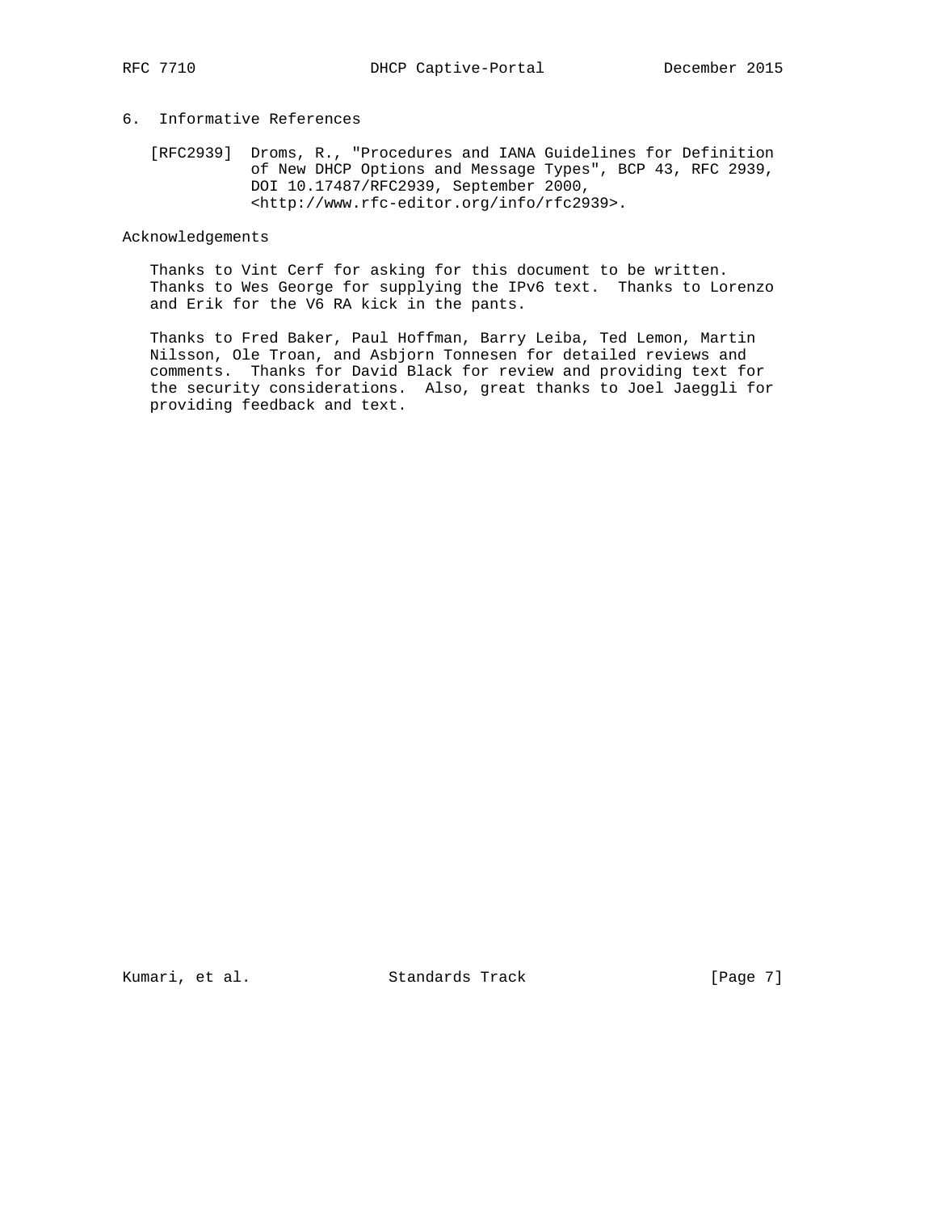## 6. Informative References

[RFC2939] Droms, R., "Procedures and IANA Guidelines for Definition of New DHCP Options and Message Types", BCP 43, RFC 2939, DOI 10.17487/RFC2939, September 2000, <http://www.rfc-editor.org/info/rfc2939>.

## Acknowledgements

Thanks to Vint Cerf for asking for this document to be written. Thanks to Wes George for supplying the IPv6 text. Thanks to Lorenzo and Erik for the V6 RA kick in the pants.

Thanks to Fred Baker, Paul Hoffman, Barry Leiba, Ted Lemon, Martin Nilsson, Ole Troan, and Asbjorn Tonnesen for detailed reviews and comments. Thanks for David Black for review and providing text for the security considerations. Also, great thanks to Joel Jaeggli for providing feedback and text.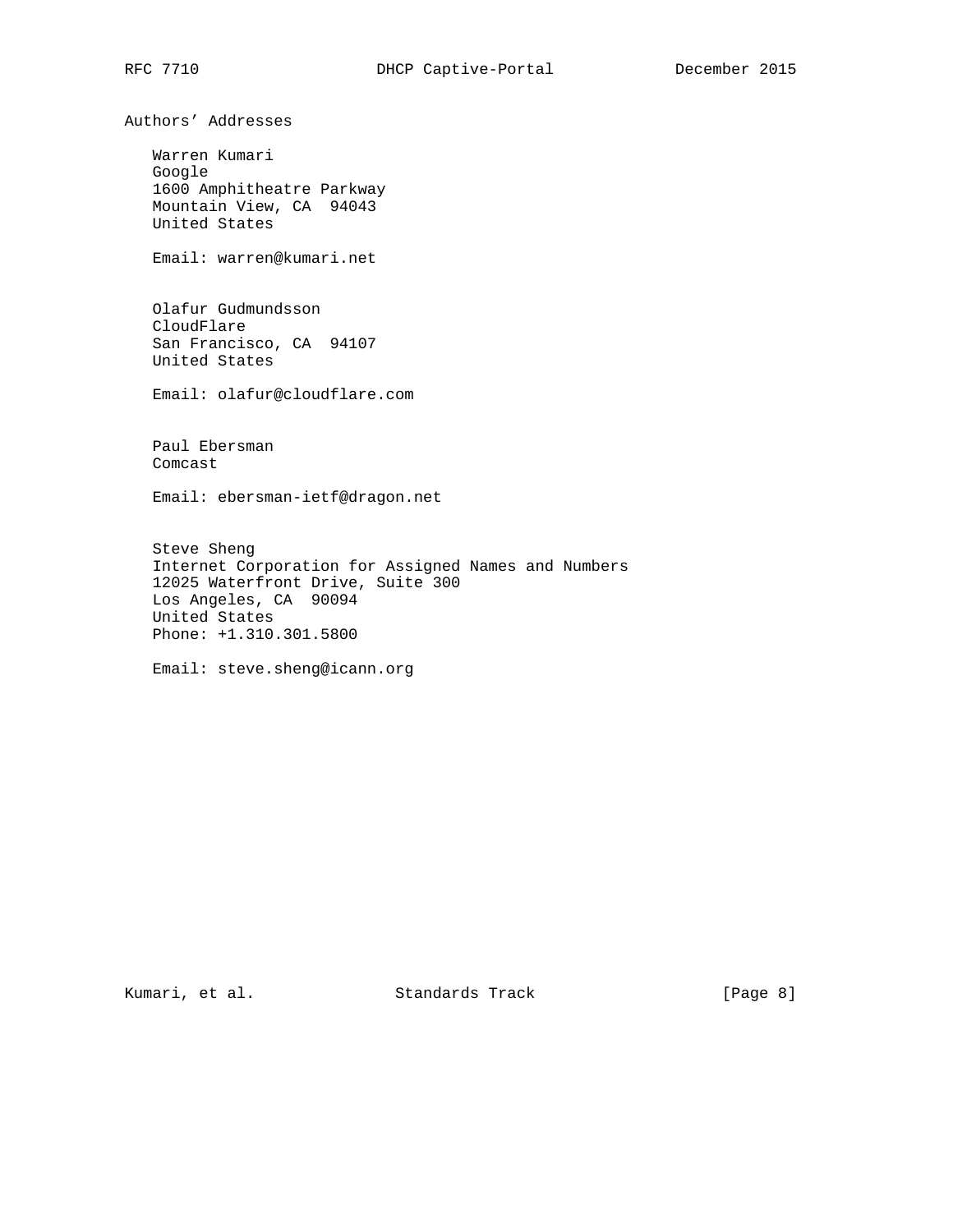# Authors' Addresses

Warren Kumari
Google
1600 Amphitheatre Parkway
Mountain View, CA  94043
United States

Email: warren@kumari.net

Olafur Gudmundsson
CloudFlare
San Francisco, CA  94107
United States

Email: olafur@cloudflare.com

Paul Ebersman
Comcast

Email: ebersman-ietf@dragon.net

Steve Sheng
Internet Corporation for Assigned Names and Numbers
12025 Waterfront Drive, Suite 300
Los Angeles, CA  90094
United States
Phone: +1.310.301.5800

Email: steve.sheng@icann.org